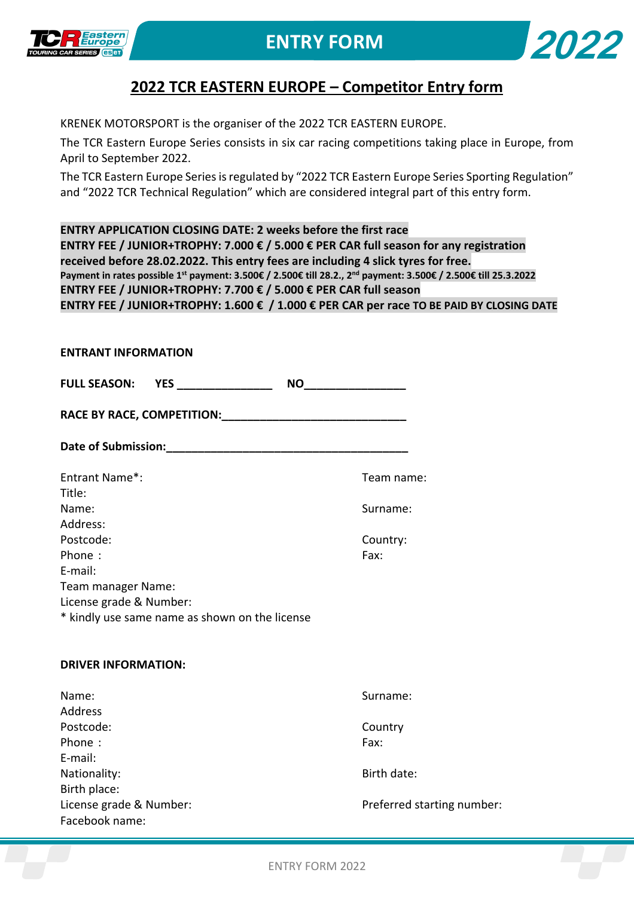# ENTRY FORM 2022

## 2022 TCR EASTERN EUROPE – Competitor Entry form

KRENEK MOTORSPORT is the organiser of the 2022 TCR EASTERN EUROPE.

The TCR Eastern Europe Series consists in six car racing competitions taking place in Europe, from April to September 2022.

The TCR Eastern Europe Series is regulated by "2022 TCR Eastern Europe Series Sporting Regulation" and "2022 TCR Technical Regulation" which are considered integral part of this entry form.

**ENTRY APPLICATION CLOSING DATE: 2 weeks before the first race**
**ENTRY FEE / JUNIOR+TROPHY: 7.000 € / 5.000 € PER CAR full season for any registration received before 28.02.2022. This entry fees are including 4 slick tyres for free.**
**Payment in rates possible 1st payment: 3.500€ / 2.500€ till 28.2., 2nd payment: 3.500€ / 2.500€ till 25.3.2022**
**ENTRY FEE / JUNIOR+TROPHY: 7.700 € / 5.000 € PER CAR full season**
**ENTRY FEE / JUNIOR+TROPHY: 1.600 € / 1.000 € PER CAR per race TO BE PAID BY CLOSING DATE**

**ENTRANT INFORMATION**

**FULL SEASON: YES _______________ NO________________**

**RACE BY RACE, COMPETITION:______________________________**

**Date of Submission:________________________________________**

Entrant Name*:
Team name:
Title:
Name:
Surname:
Address:
Postcode:
Country:
Phone :
Fax:
E-mail:
Team manager Name:
License grade & Number:
* kindly use same name as shown on the license

**DRIVER INFORMATION:**

Name:
Surname:
Address
Postcode:
Country
Phone :
Fax:
E-mail:
Nationality:
Birth date:
Birth place:
License grade & Number:
Preferred starting number:
Facebook name: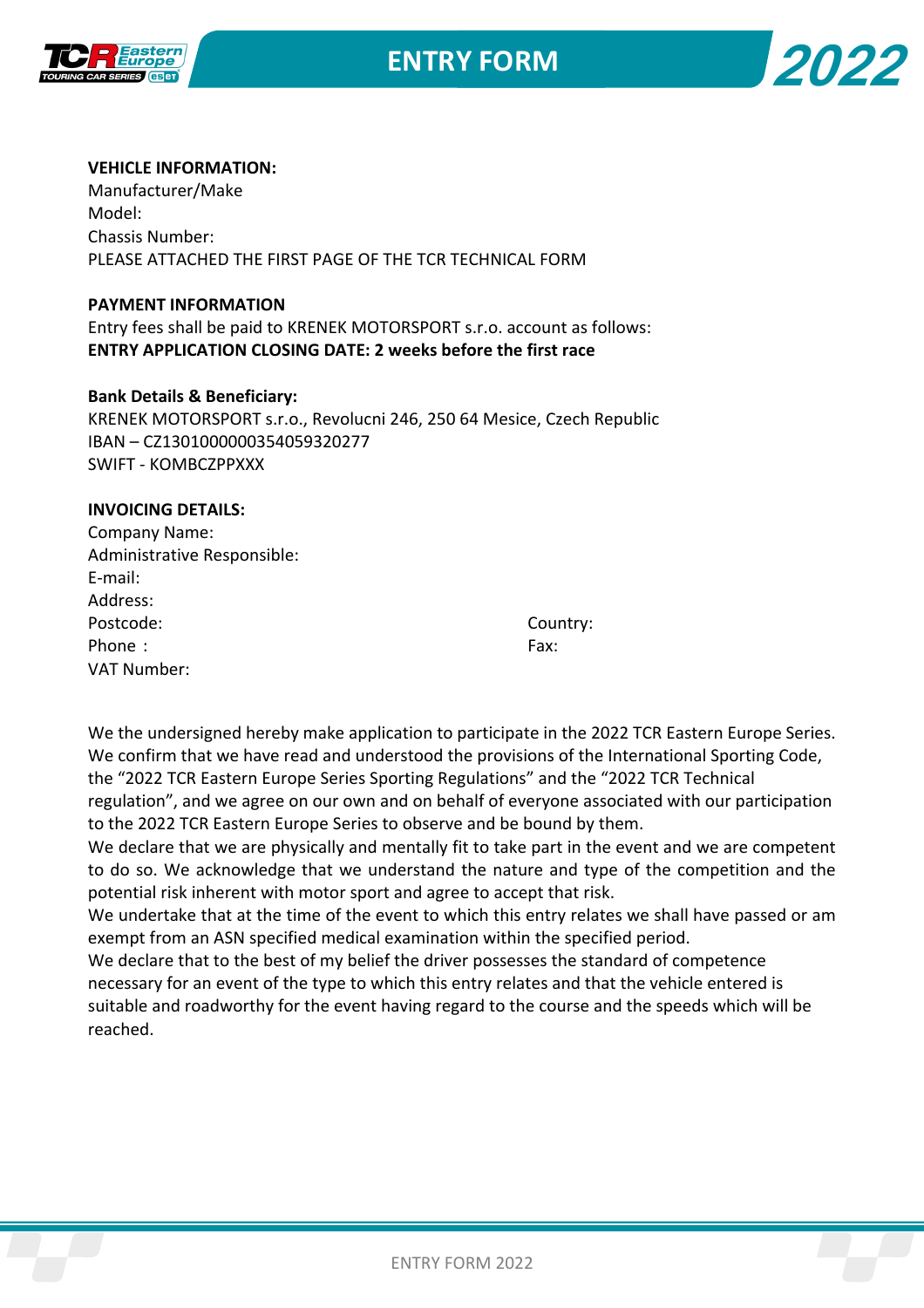**VEHICLE INFORMATION:**
Manufacturer/Make
Model:
Chassis Number:
PLEASE ATTACHED THE FIRST PAGE OF THE TCR TECHNICAL FORM

**PAYMENT INFORMATION**
Entry fees shall be paid to KRENEK MOTORSPORT s.r.o. account as follows:
**ENTRY APPLICATION CLOSING DATE: 2 weeks before the first race**

**Bank Details & Beneficiary:**
KRENEK MOTORSPORT s.r.o., Revolucni 246, 250 64 Mesice, Czech Republic
IBAN – CZ1301000000354059320277
SWIFT - KOMBCZPPXXX

**INVOICING DETAILS:**
Company Name:
Administrative Responsible:
E-mail:
Address:
Postcode: Country:
Phone : Fax:
VAT Number:

We the undersigned hereby make application to participate in the 2022 TCR Eastern Europe Series. We confirm that we have read and understood the provisions of the International Sporting Code, the “2022 TCR Eastern Europe Series Sporting Regulations” and the “2022 TCR Technical regulation”, and we agree on our own and on behalf of everyone associated with our participation to the 2022 TCR Eastern Europe Series to observe and be bound by them.
We declare that we are physically and mentally fit to take part in the event and we are competent to do so. We acknowledge that we understand the nature and type of the competition and the potential risk inherent with motor sport and agree to accept that risk.
We undertake that at the time of the event to which this entry relates we shall have passed or am exempt from an ASN specified medical examination within the specified period.
We declare that to the best of my belief the driver possesses the standard of competence necessary for an event of the type to which this entry relates and that the vehicle entered is suitable and roadworthy for the event having regard to the course and the speeds which will be reached.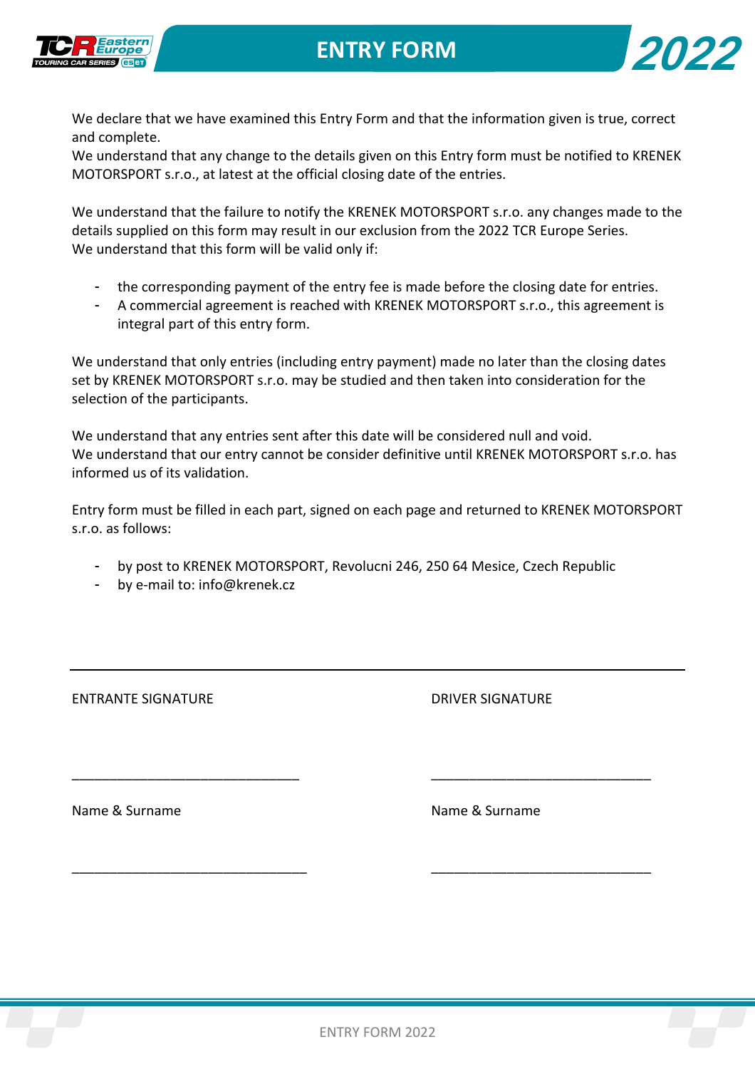We declare that we have examined this Entry Form and that the information given is true, correct and complete.
We understand that any change to the details given on this Entry form must be notified to KRENEK MOTORSPORT s.r.o., at latest at the official closing date of the entries.

We understand that the failure to notify the KRENEK MOTORSPORT s.r.o. any changes made to the details supplied on this form may result in our exclusion from the 2022 TCR Europe Series.
We understand that this form will be valid only if:

- the corresponding payment of the entry fee is made before the closing date for entries.
- A commercial agreement is reached with KRENEK MOTORSPORT s.r.o., this agreement is integral part of this entry form.

We understand that only entries (including entry payment) made no later than the closing dates set by KRENEK MOTORSPORT s.r.o. may be studied and then taken into consideration for the selection of the participants.

We understand that any entries sent after this date will be considered null and void.
We understand that our entry cannot be consider definitive until KRENEK MOTORSPORT s.r.o. has informed us of its validation.

Entry form must be filled in each part, signed on each page and returned to KRENEK MOTORSPORT s.r.o. as follows:

- by post to KRENEK MOTORSPORT, Revolucni 246, 250 64 Mesice, Czech Republic
- by e-mail to: info@krenek.cz

---

ENTRANTE SIGNATURE

_______________________________

Name & Surname

_______________________________

DRIVER SIGNATURE

_______________________________

Name & Surname

_______________________________